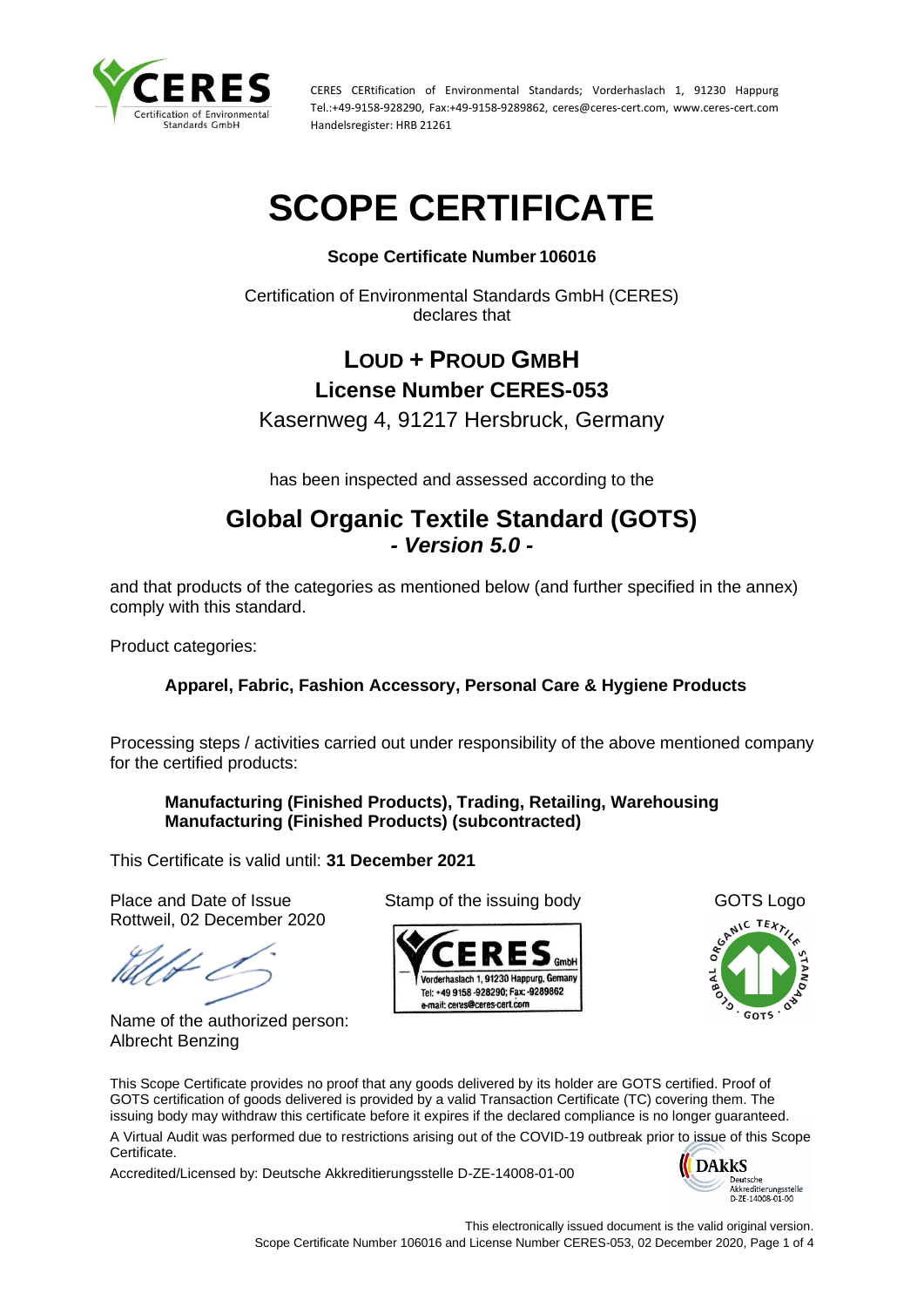CERES CERtification of Environmental Standards; Vorderhaslach 1, 91230 Happurg
Tel.:+49-9158-928290, Fax:+49-9158-9289862, ceres@ceres-cert.com, www.ceres-cert.com
Handelsregister: HRB 21261

# SCOPE CERTIFICATE

**Scope Certificate Number 106016**

Certification of Environmental Standards GmbH (CERES)
declares that

## LOUD + PROUD GMBH

### License Number CERES-053

Kasernweg 4, 91217 Hersbruck, Germany

has been inspected and assessed according to the

## Global Organic Textile Standard (GOTS)

***- Version 5.0 -***

and that products of the categories as mentioned below (and further specified in the annex) comply with this standard.

Product categories:

**Apparel, Fabric, Fashion Accessory, Personal Care & Hygiene Products**

Processing steps / activities carried out under responsibility of the above mentioned company for the certified products:

**Manufacturing (Finished Products), Trading, Retailing, Warehousing**
**Manufacturing (Finished Products) (subcontracted)**

This Certificate is valid until: **31 December 2021**

Place and Date of Issue
Rottweil, 02 December 2020

Stamp of the issuing body

GOTS Logo

Name of the authorized person:
Albrecht Benzing

This Scope Certificate provides no proof that any goods delivered by its holder are GOTS certified. Proof of GOTS certification of goods delivered is provided by a valid Transaction Certificate (TC) covering them. The issuing body may withdraw this certificate before it expires if the declared compliance is no longer guaranteed.

A Virtual Audit was performed due to restrictions arising out of the COVID-19 outbreak prior to issue of this Scope Certificate.

Accredited/Licensed by: Deutsche Akkreditierungsstelle D-ZE-14008-01-00

This electronically issued document is the valid original version.
Scope Certificate Number 106016 and License Number CERES-053, 02 December 2020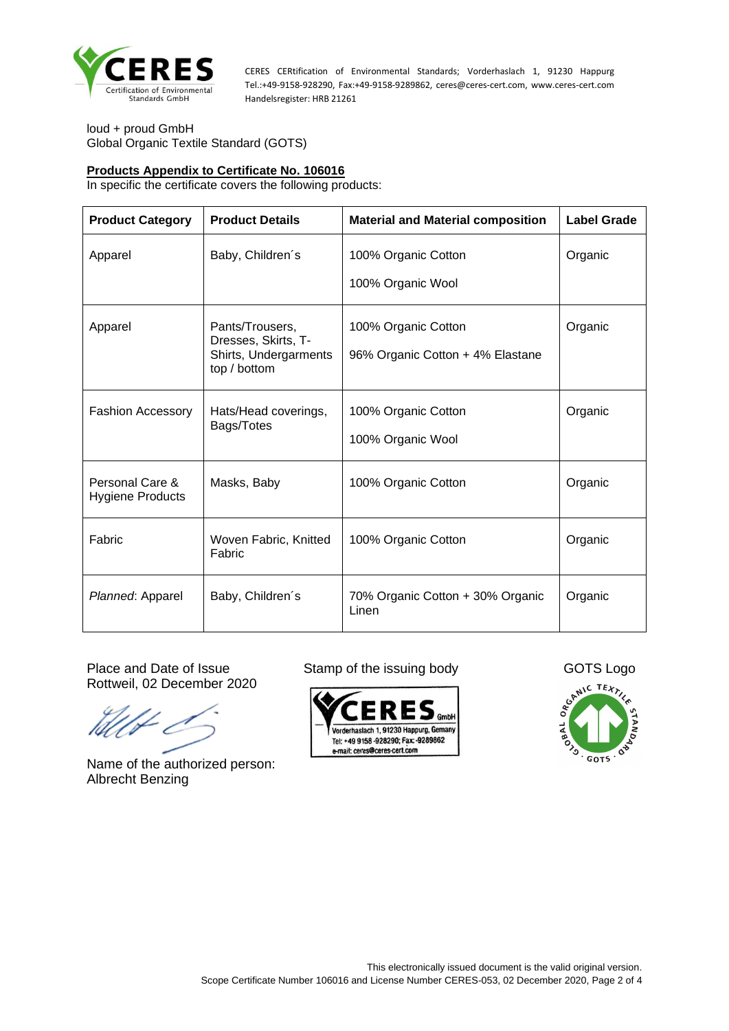CERES CERtification of Environmental Standards; Vorderhaslach 1, 91230 Happurg
Tel.:+49-9158-928290, Fax:+49-9158-9289862, ceres@ceres-cert.com, www.ceres-cert.com
Handelsregister: HRB 21261

loud + proud GmbH
Global Organic Textile Standard (GOTS)

**Products Appendix to Certificate No. 106016**
In specific the certificate covers the following products:

| Product Category | Product Details | Material and Material composition | Label Grade |
|---|---|---|---|
| Apparel | Baby, Children´s | 100% Organic Cotton<br>100% Organic Wool | Organic |
| Apparel | Pants/Trousers, Dresses, Skirts, T-Shirts, Undergarments top / bottom | 100% Organic Cotton<br>96% Organic Cotton + 4% Elastane | Organic |
| Fashion Accessory | Hats/Head coverings, Bags/Totes | 100% Organic Cotton<br>100% Organic Wool | Organic |
| Personal Care & Hygiene Products | Masks, Baby | 100% Organic Cotton | Organic |
| Fabric | Woven Fabric, Knitted Fabric | 100% Organic Cotton | Organic |
| *Planned*: Apparel | Baby, Children´s | 70% Organic Cotton + 30% Organic Linen | Organic |

Place and Date of Issue
Rottweil, 02 December 2020

Name of the authorized person:
Albrecht Benzing

Stamp of the issuing body

CERES GmbH
Vorderhaslach 1, 91230 Happurg, Gemany
Tel: +49 9158 -928290; Fax: -9289862
e-mail: ceres@ceres-cert.com

GOTS Logo

This electronically issued document is the valid original version.
Scope Certificate Number 106016 and License Number CERES-053, 02 December 2020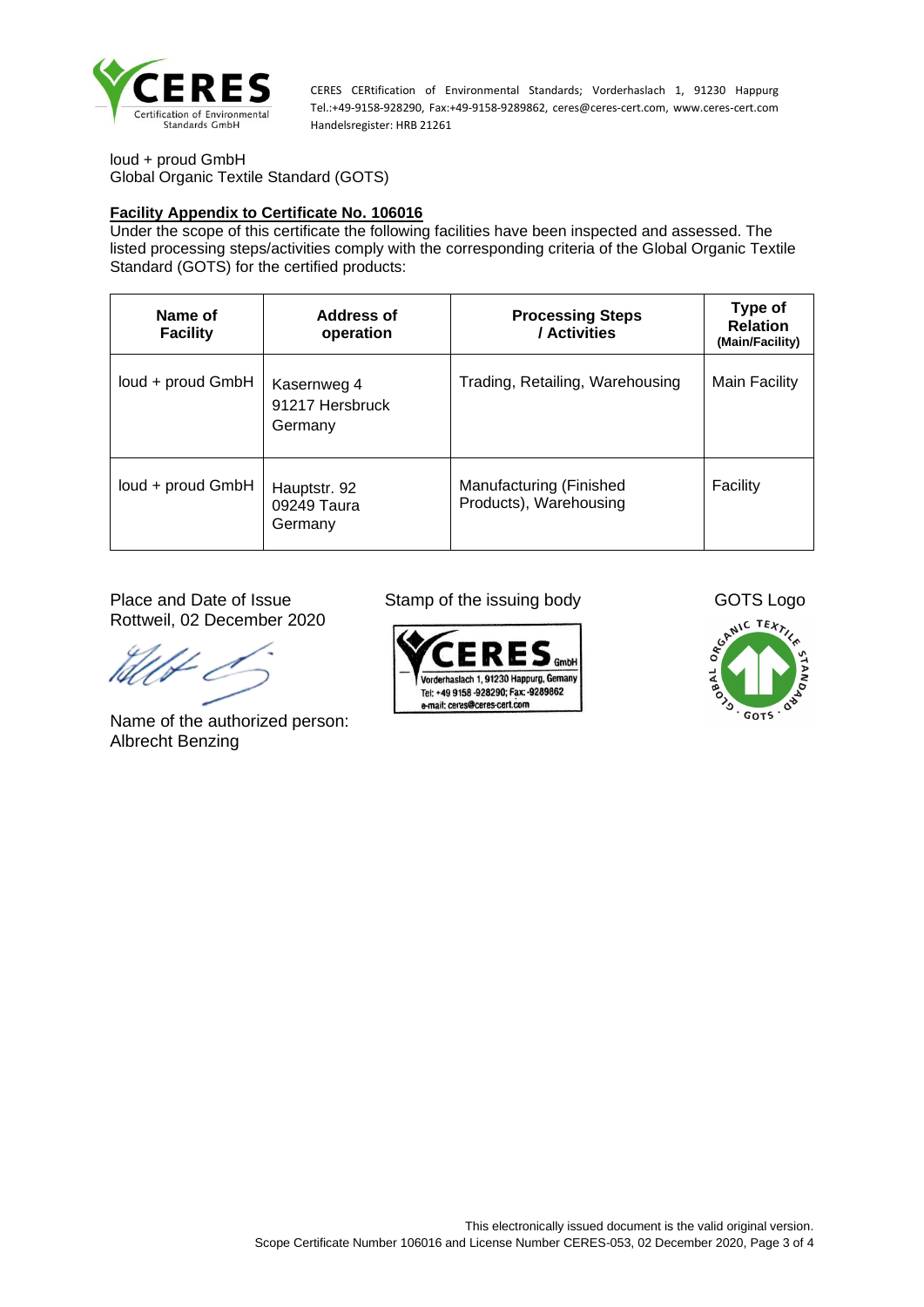CERES CERtification of Environmental Standards; Vorderhaslach 1, 91230 Happurg
Tel.:+49-9158-928290, Fax:+49-9158-9289862, ceres@ceres-cert.com, www.ceres-cert.com
Handelsregister: HRB 21261

loud + proud GmbH
Global Organic Textile Standard (GOTS)

**Facility Appendix to Certificate No. 106016**

Under the scope of this certificate the following facilities have been inspected and assessed. The listed processing steps/activities comply with the corresponding criteria of the Global Organic Textile Standard (GOTS) for the certified products:

| Name of Facility | Address of operation | Processing Steps / Activities | Type of Relation (Main/Facility) |
|---|---|---|---|
| loud + proud GmbH | Kasernweg 4<br>91217 Hersbruck<br>Germany | Trading, Retailing, Warehousing | Main Facility |
| loud + proud GmbH | Hauptstr. 92<br>09249 Taura<br>Germany | Manufacturing (Finished Products), Warehousing | Facility |

Place and Date of Issue
Rottweil, 02 December 2020

Name of the authorized person:
Albrecht Benzing

Stamp of the issuing body

CERES GmbH
Vorderhaslach 1, 91230 Happurg, Gemany
Tel: +49 9158 -928290; Fax: -9289862
e-mail: ceres@ceres-cert.com

GOTS Logo

This electronically issued document is the valid original version.
Scope Certificate Number 106016 and License Number CERES-053, 02 December 2020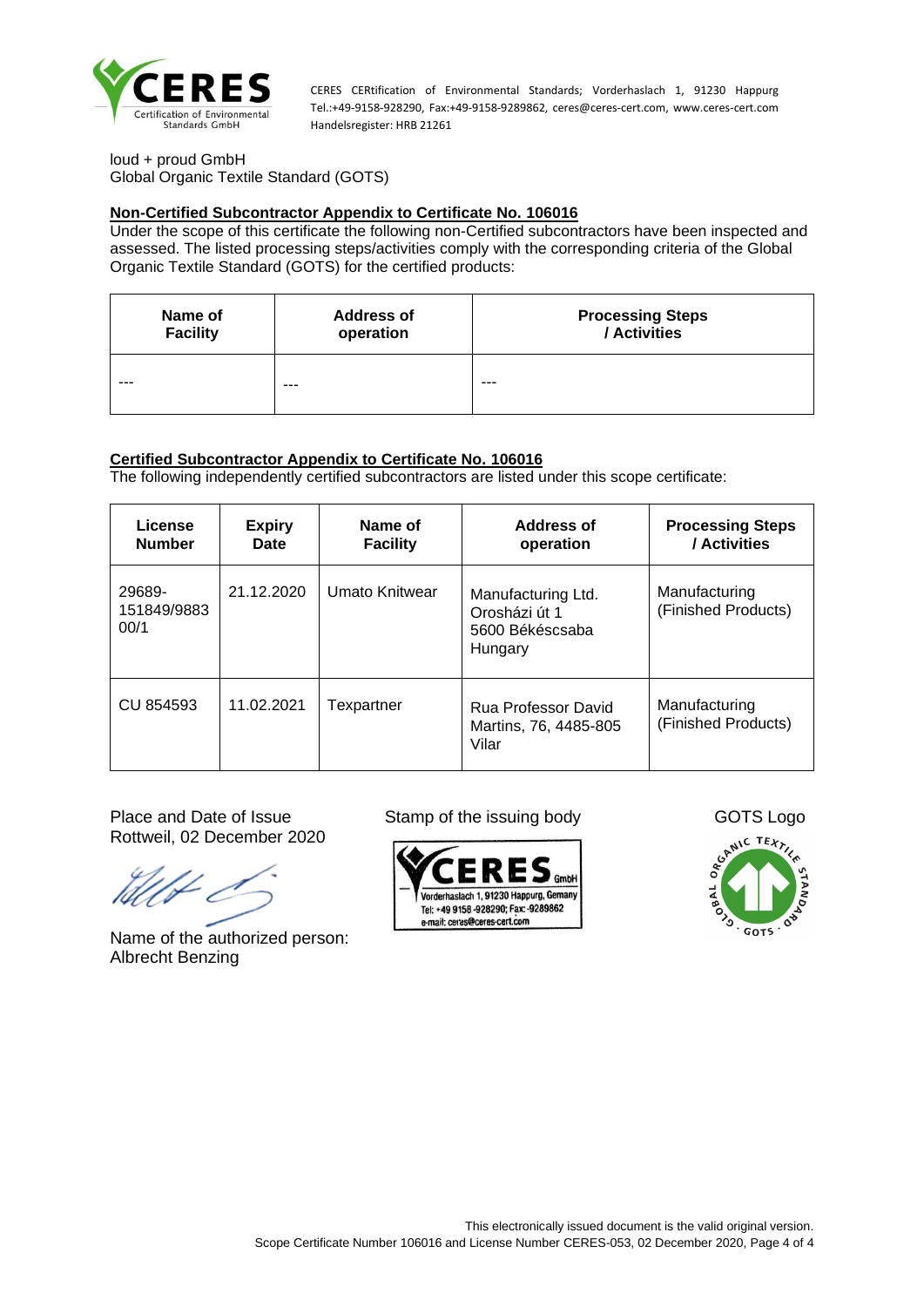CERES CERtification of Environmental Standards; Vorderhaslach 1, 91230 Happurg
Tel.:+49-9158-928290, Fax:+49-9158-9289862, ceres@ceres-cert.com, www.ceres-cert.com
Handelsregister: HRB 21261

loud + proud GmbH
Global Organic Textile Standard (GOTS)

## Non-Certified Subcontractor Appendix to Certificate No. 106016

Under the scope of this certificate the following non-Certified subcontractors have been inspected and assessed. The listed processing steps/activities comply with the corresponding criteria of the Global Organic Textile Standard (GOTS) for the certified products:

| Name of Facility | Address of operation | Processing Steps / Activities |
|---|---|---|
| --- | --- | --- |

## Certified Subcontractor Appendix to Certificate No. 106016

The following independently certified subcontractors are listed under this scope certificate:

| License Number | Expiry Date | Name of Facility | Address of operation | Processing Steps / Activities |
|---|---|---|---|---|
| 29689-151849/988300/1 | 21.12.2020 | Umato Knitwear | Manufacturing Ltd. Orosházi út 1 5600 Békéscsaba Hungary | Manufacturing (Finished Products) |
| CU 854593 | 11.02.2021 | Texpartner | Rua Professor David Martins, 76, 4485-805 Vilar | Manufacturing (Finished Products) |

Place and Date of Issue
Rottweil, 02 December 2020

Name of the authorized person:
Albrecht Benzing

Stamp of the issuing body

CERES GmbH
Vorderhaslach 1, 91230 Happurg, Gemany
Tel: +49 9158-928290; Fax: -9289862
e-mail: ceres@ceres-cert.com

GOTS Logo

This electronically issued document is the valid original version.
Scope Certificate Number 106016 and License Number CERES-053, 02 December 2020